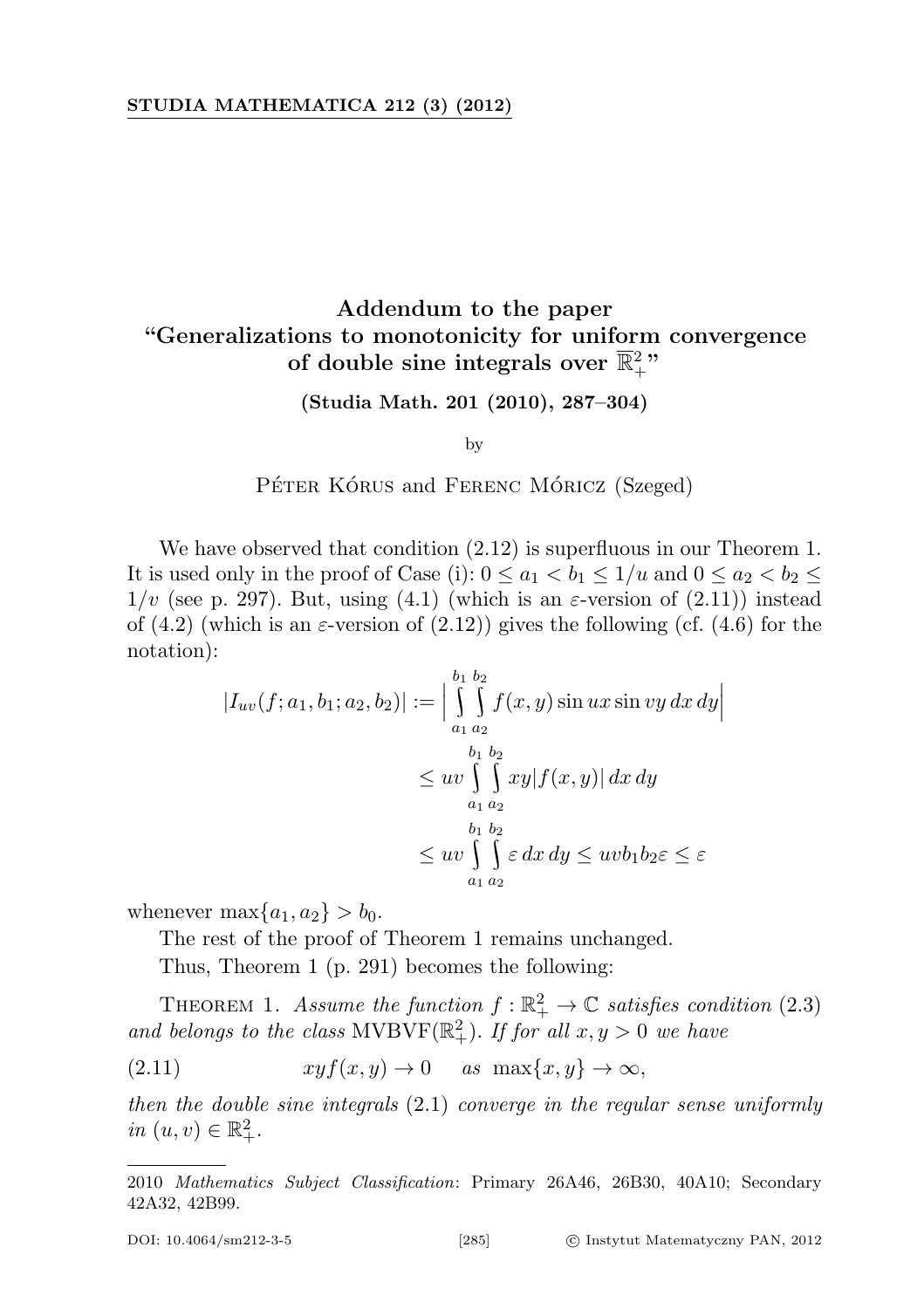# Addendum to the paper "Generalizations to monotonicity for uniform convergence of double sine integrals over $\overline{\mathbb{R}}^2_+$"

**(Studia Math. 201 (2010), 287–304)**

by

PÉTER KÓRUS and FERENC MÓRICZ (Szeged)

We have observed that condition (2.12) is superfluous in our Theorem 1. It is used only in the proof of Case (i): $0 \le a_1 < b_1 \le 1/u$ and $0 \le a_2 < b_2 \le 1/v$ (see p. 297). But, using (4.1) (which is an $\varepsilon$-version of (2.11)) instead of (4.2) (which is an $\varepsilon$-version of (2.12)) gives the following (cf. (4.6) for the notation):

$$
\begin{aligned}
|I_{uv}(f;a_1,b_1;a_2,b_2)| &:= \Big| \int_{a_1}^{b_1}\int_{a_2}^{b_2} f(x,y)\sin ux \sin vy \, dx\, dy \Big| \\
&\le uv \int_{a_1}^{b_1}\int_{a_2}^{b_2} xy|f(x,y)|\, dx\, dy \\
&\le uv \int_{a_1}^{b_1}\int_{a_2}^{b_2} \varepsilon \, dx\, dy \le uvb_1b_2\varepsilon \le \varepsilon
\end{aligned}
$$

whenever $\max\{a_1,a_2\} > b_0$.

The rest of the proof of Theorem 1 remains unchanged.

Thus, Theorem 1 (p. 291) becomes the following:

THEOREM 1. *Assume the function $f : \mathbb{R}^2_+ \to \mathbb{C}$ satisfies condition* (2.3) *and belongs to the class* $\mathrm{MVBVF}(\mathbb{R}^2_+)$. *If for all $x, y > 0$ we have*

$$
(2.11) \qquad xyf(x,y) \to 0 \quad \text{as } \max\{x,y\} \to \infty,
$$

*then the double sine integrals* (2.1) *converge in the regular sense uniformly in* $(u,v) \in \mathbb{R}^2_+$.

---

2010 *Mathematics Subject Classification*: Primary 26A46, 26B30, 40A10; Secondary 42A32, 42B99.

DOI: 10.4064/sm212-3-5 © Instytut Matematyczny PAN, 2012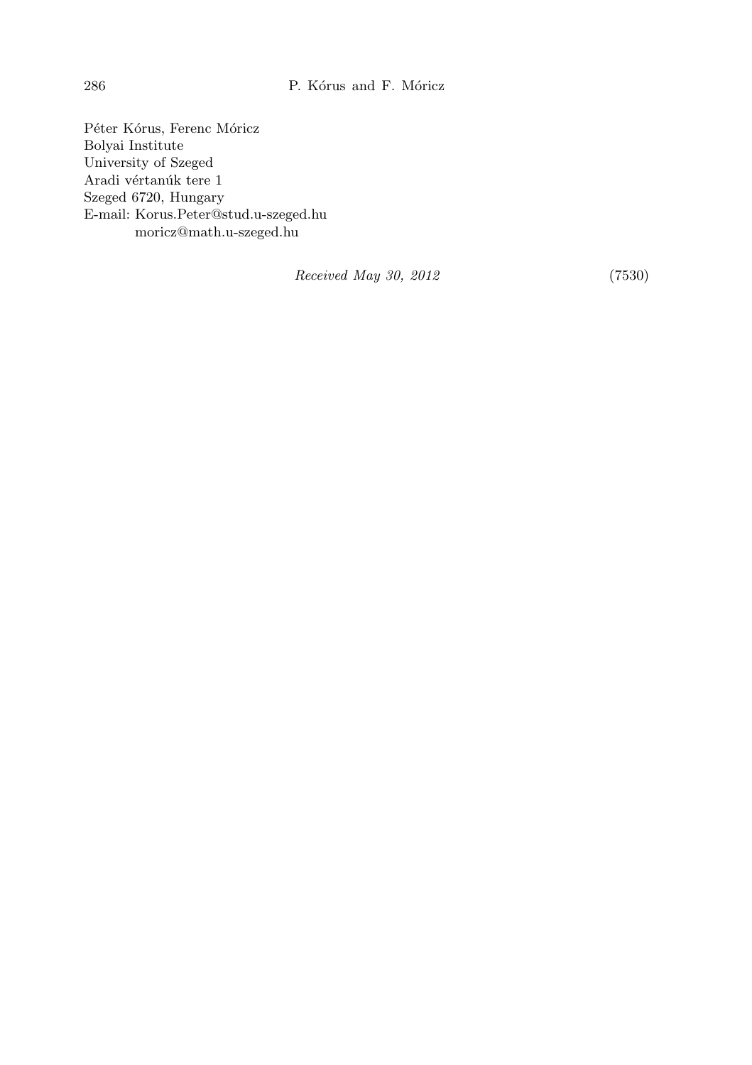Péter Kórus, Ferenc Móricz
Bolyai Institute
University of Szeged
Aradi vértanúk tere 1
Szeged 6720, Hungary
E-mail: Korus.Peter@stud.u-szeged.hu
moricz@math.u-szeged.hu

*Received May 30, 2012* (7530)